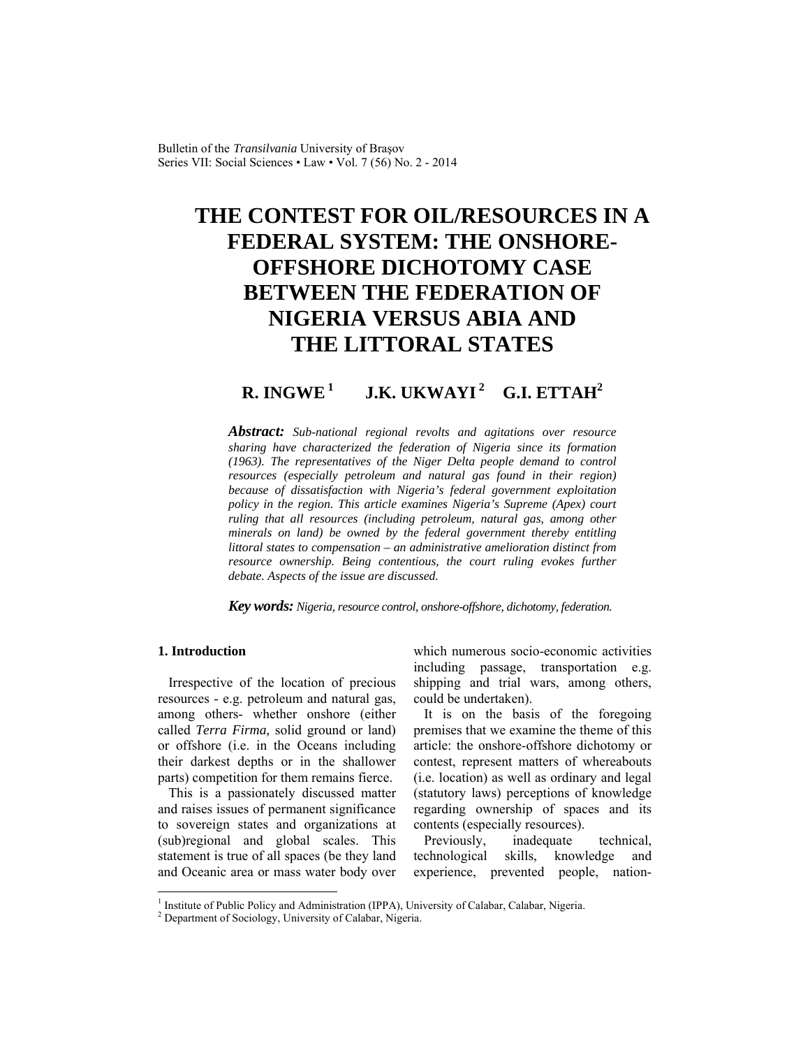# THE CONTEST FOR OIL/RESOURCES IN A FEDERAL SYSTEM: THE ONSHORE-OFFSHORE DICHOTOMY CASE BETWEEN THE FEDERATION OF NIGERIA VERSUS ABIA AND THE LITTORAL STATES

**R. INGWE [1] J.K. UKWAYI [2] G.I. ETTAH[2]**

***Abstract:*** *Sub-national regional revolts and agitations over resource sharing have characterized the federation of Nigeria since its formation (1963). The representatives of the Niger Delta people demand to control resources (especially petroleum and natural gas found in their region) because of dissatisfaction with Nigeria's federal government exploitation policy in the region. This article examines Nigeria's Supreme (Apex) court ruling that all resources (including petroleum, natural gas, among other minerals on land) be owned by the federal government thereby entitling littoral states to compensation – an administrative amelioration distinct from resource ownership. Being contentious, the court ruling evokes further debate. Aspects of the issue are discussed.*

***Key words:*** *Nigeria, resource control, onshore-offshore, dichotomy, federation.*

## 1. Introduction

Irrespective of the location of precious resources - e.g. petroleum and natural gas, among others- whether onshore (either called *Terra Firma,* solid ground or land) or offshore (i.e. in the Oceans including their darkest depths or in the shallower parts) competition for them remains fierce.

This is a passionately discussed matter and raises issues of permanent significance to sovereign states and organizations at (sub)regional and global scales. This statement is true of all spaces (be they land and Oceanic area or mass water body over which numerous socio-economic activities including passage, transportation e.g. shipping and trial wars, among others, could be undertaken).

It is on the basis of the foregoing premises that we examine the theme of this article: the onshore-offshore dichotomy or contest, represent matters of whereabouts (i.e. location) as well as ordinary and legal (statutory laws) perceptions of knowledge regarding ownership of spaces and its contents (especially resources).

Previously, inadequate technical, technological skills, knowledge and experience, prevented people, nation-

[1] Institute of Public Policy and Administration (IPPA), University of Calabar, Calabar, Nigeria.
[2] Department of Sociology, University of Calabar, Nigeria.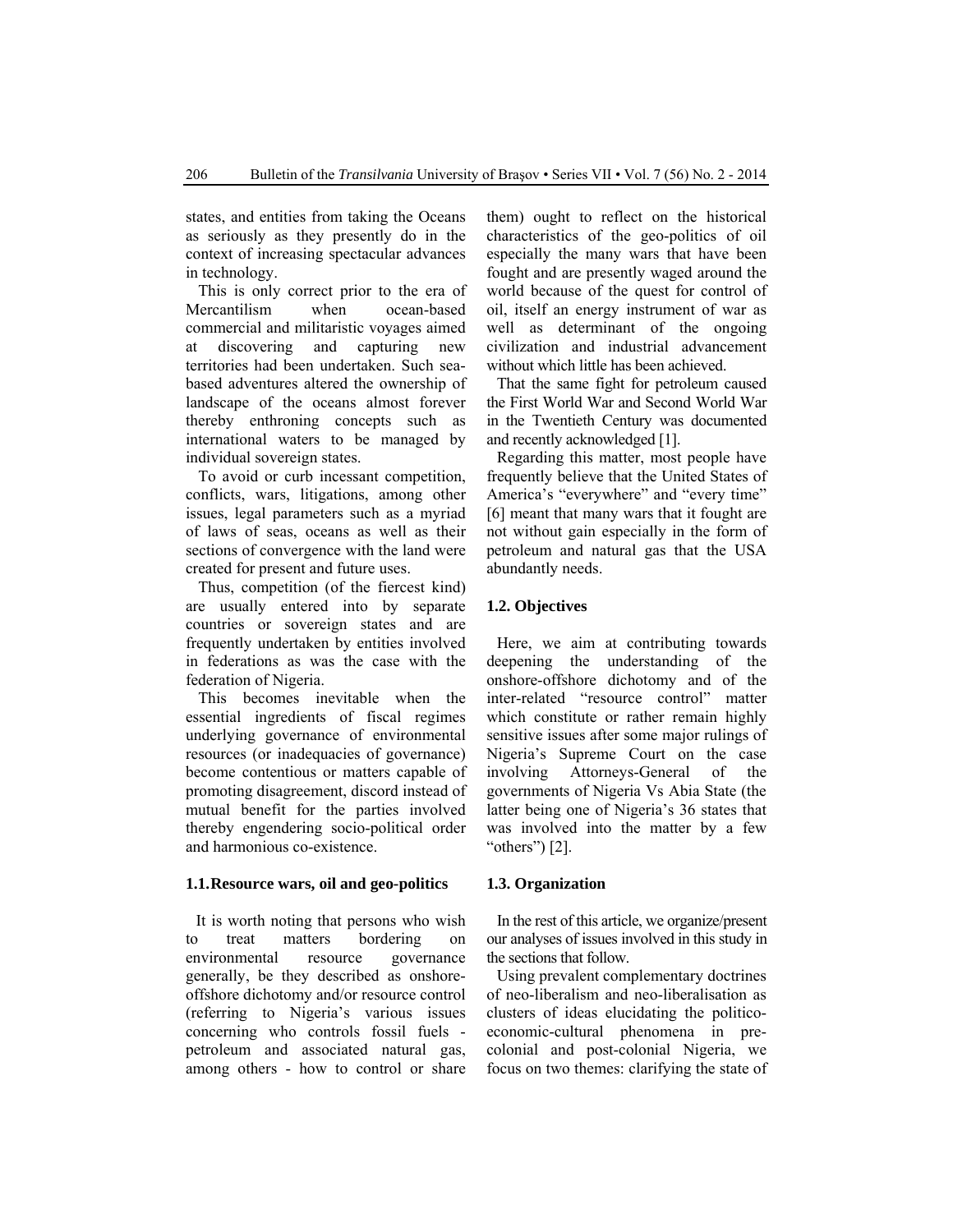states, and entities from taking the Oceans as seriously as they presently do in the context of increasing spectacular advances in technology.

This is only correct prior to the era of Mercantilism when ocean-based commercial and militaristic voyages aimed at discovering and capturing new territories had been undertaken. Such sea-based adventures altered the ownership of landscape of the oceans almost forever thereby enthroning concepts such as international waters to be managed by individual sovereign states.

To avoid or curb incessant competition, conflicts, wars, litigations, among other issues, legal parameters such as a myriad of laws of seas, oceans as well as their sections of convergence with the land were created for present and future uses.

Thus, competition (of the fiercest kind) are usually entered into by separate countries or sovereign states and are frequently undertaken by entities involved in federations as was the case with the federation of Nigeria.

This becomes inevitable when the essential ingredients of fiscal regimes underlying governance of environmental resources (or inadequacies of governance) become contentious or matters capable of promoting disagreement, discord instead of mutual benefit for the parties involved thereby engendering socio-political order and harmonious co-existence.

### 1.1. Resource wars, oil and geo-politics

It is worth noting that persons who wish to treat matters bordering on environmental resource governance generally, be they described as onshore-offshore dichotomy and/or resource control (referring to Nigeria's various issues concerning who controls fossil fuels - petroleum and associated natural gas, among others - how to control or share them) ought to reflect on the historical characteristics of the geo-politics of oil especially the many wars that have been fought and are presently waged around the world because of the quest for control of oil, itself an energy instrument of war as well as determinant of the ongoing civilization and industrial advancement without which little has been achieved.

That the same fight for petroleum caused the First World War and Second World War in the Twentieth Century was documented and recently acknowledged [1].

Regarding this matter, most people have frequently believe that the United States of America's "everywhere" and "every time" [6] meant that many wars that it fought are not without gain especially in the form of petroleum and natural gas that the USA abundantly needs.

### 1.2. Objectives

Here, we aim at contributing towards deepening the understanding of the onshore-offshore dichotomy and of the inter-related "resource control" matter which constitute or rather remain highly sensitive issues after some major rulings of Nigeria's Supreme Court on the case involving Attorneys-General of the governments of Nigeria Vs Abia State (the latter being one of Nigeria's 36 states that was involved into the matter by a few "others") [2].

### 1.3. Organization

In the rest of this article, we organize/present our analyses of issues involved in this study in the sections that follow.

Using prevalent complementary doctrines of neo-liberalism and neo-liberalisation as clusters of ideas elucidating the politico-economic-cultural phenomena in pre-colonial and post-colonial Nigeria, we focus on two themes: clarifying the state of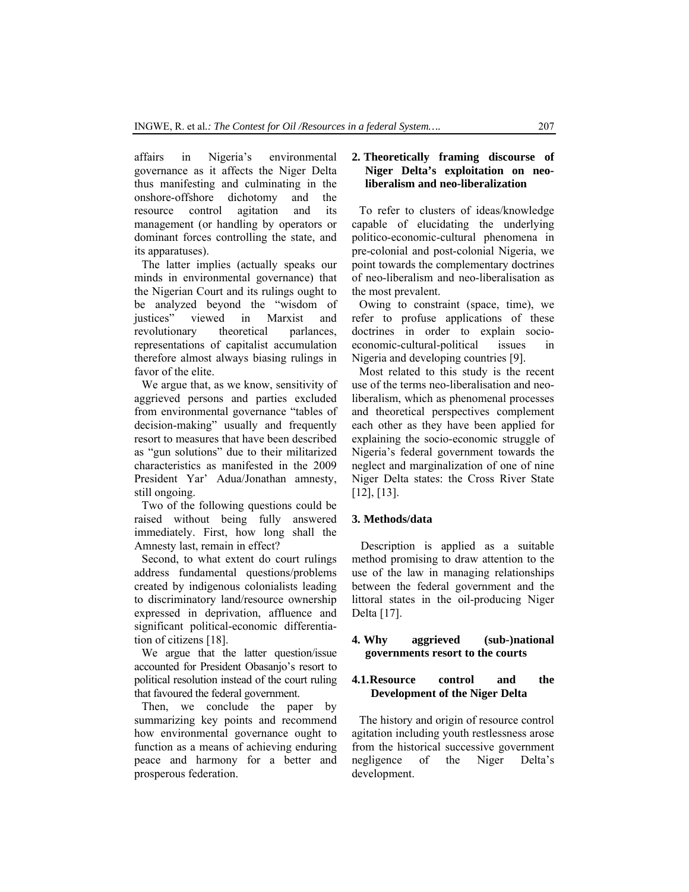affairs in Nigeria's environmental governance as it affects the Niger Delta thus manifesting and culminating in the onshore-offshore dichotomy and the resource control agitation and its management (or handling by operators or dominant forces controlling the state, and its apparatuses).

The latter implies (actually speaks our minds in environmental governance) that the Nigerian Court and its rulings ought to be analyzed beyond the "wisdom of justices" viewed in Marxist and revolutionary theoretical parlances, representations of capitalist accumulation therefore almost always biasing rulings in favor of the elite.

We argue that, as we know, sensitivity of aggrieved persons and parties excluded from environmental governance "tables of decision-making" usually and frequently resort to measures that have been described as "gun solutions" due to their militarized characteristics as manifested in the 2009 President Yar' Adua/Jonathan amnesty, still ongoing.

Two of the following questions could be raised without being fully answered immediately. First, how long shall the Amnesty last, remain in effect?

Second, to what extent do court rulings address fundamental questions/problems created by indigenous colonialists leading to discriminatory land/resource ownership expressed in deprivation, affluence and significant political-economic differentiation of citizens [18].

We argue that the latter question/issue accounted for President Obasanjo's resort to political resolution instead of the court ruling that favoured the federal government.

Then, we conclude the paper by summarizing key points and recommend how environmental governance ought to function as a means of achieving enduring peace and harmony for a better and prosperous federation.

## 2. Theoretically framing discourse of Niger Delta's exploitation on neo-liberalism and neo-liberalization

To refer to clusters of ideas/knowledge capable of elucidating the underlying politico-economic-cultural phenomena in pre-colonial and post-colonial Nigeria, we point towards the complementary doctrines of neo-liberalism and neo-liberalisation as the most prevalent.

Owing to constraint (space, time), we refer to profuse applications of these doctrines in order to explain socio-economic-cultural-political issues in Nigeria and developing countries [9].

Most related to this study is the recent use of the terms neo-liberalisation and neo-liberalism, which as phenomenal processes and theoretical perspectives complement each other as they have been applied for explaining the socio-economic struggle of Nigeria's federal government towards the neglect and marginalization of one of nine Niger Delta states: the Cross River State [12], [13].

## 3. Methods/data

Description is applied as a suitable method promising to draw attention to the use of the law in managing relationships between the federal government and the littoral states in the oil-producing Niger Delta [17].

## 4. Why aggrieved (sub-)national governments resort to the courts

### 4.1. Resource control and the Development of the Niger Delta

The history and origin of resource control agitation including youth restlessness arose from the historical successive government negligence of the Niger Delta's development.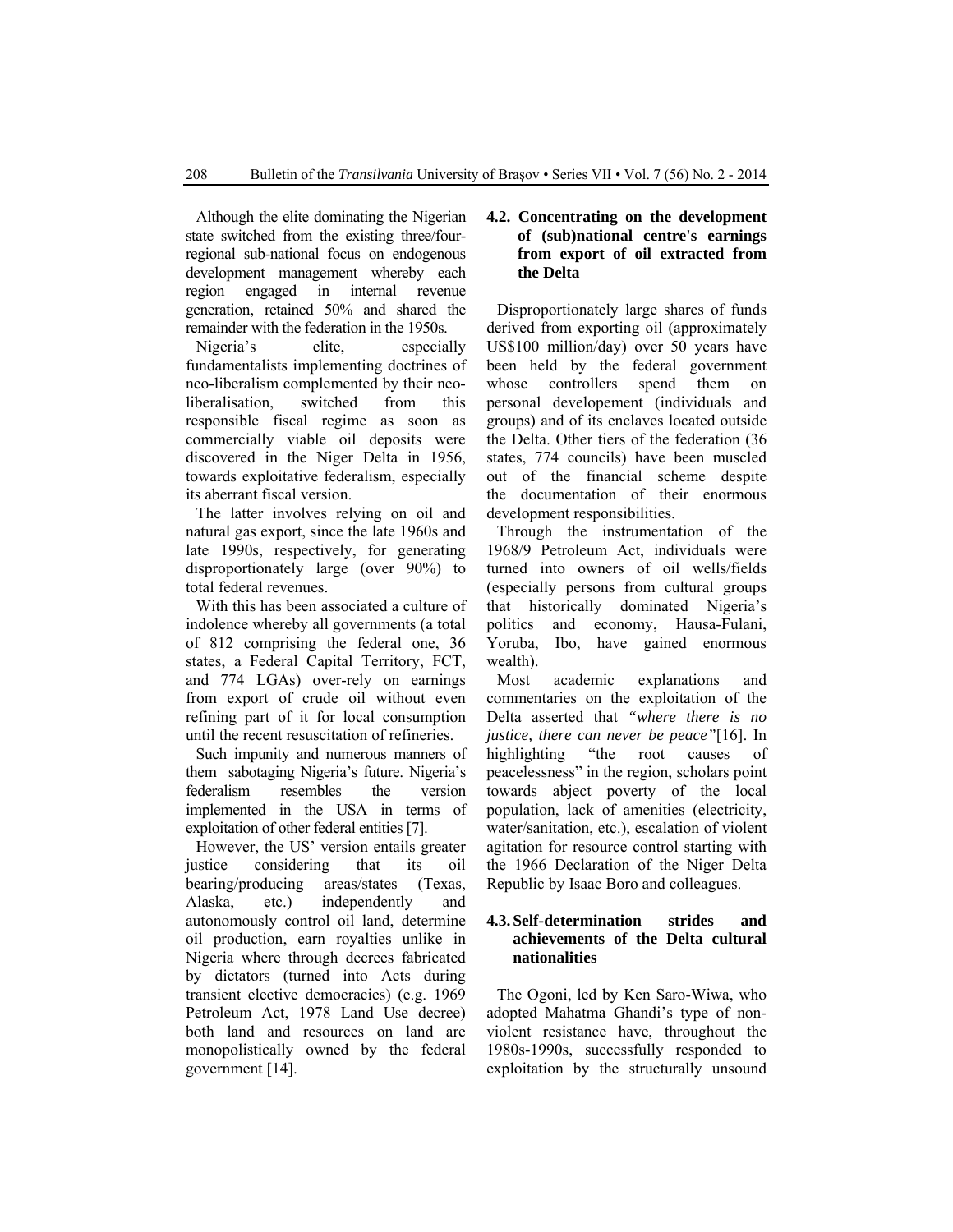Although the elite dominating the Nigerian state switched from the existing three/four-regional sub-national focus on endogenous development management whereby each region engaged in internal revenue generation, retained 50% and shared the remainder with the federation in the 1950s.

Nigeria's elite, especially fundamentalists implementing doctrines of neo-liberalism complemented by their neo-liberalisation, switched from this responsible fiscal regime as soon as commercially viable oil deposits were discovered in the Niger Delta in 1956, towards exploitative federalism, especially its aberrant fiscal version.

The latter involves relying on oil and natural gas export, since the late 1960s and late 1990s, respectively, for generating disproportionately large (over 90%) to total federal revenues.

With this has been associated a culture of indolence whereby all governments (a total of 812 comprising the federal one, 36 states, a Federal Capital Territory, FCT, and 774 LGAs) over-rely on earnings from export of crude oil without even refining part of it for local consumption until the recent resuscitation of refineries.

Such impunity and numerous manners of them sabotaging Nigeria's future. Nigeria's federalism resembles the version implemented in the USA in terms of exploitation of other federal entities [7].

However, the US' version entails greater justice considering that its oil bearing/producing areas/states (Texas, Alaska, etc.) independently and autonomously control oil land, determine oil production, earn royalties unlike in Nigeria where through decrees fabricated by dictators (turned into Acts during transient elective democracies) (e.g. 1969 Petroleum Act, 1978 Land Use decree) both land and resources on land are monopolistically owned by the federal government [14].

## 4.2. Concentrating on the development of (sub)national centre's earnings from export of oil extracted from the Delta

Disproportionately large shares of funds derived from exporting oil (approximately US$100 million/day) over 50 years have been held by the federal government whose controllers spend them on personal developement (individuals and groups) and of its enclaves located outside the Delta. Other tiers of the federation (36 states, 774 councils) have been muscled out of the financial scheme despite the documentation of their enormous development responsibilities.

Through the instrumentation of the 1968/9 Petroleum Act, individuals were turned into owners of oil wells/fields (especially persons from cultural groups that historically dominated Nigeria's politics and economy, Hausa-Fulani, Yoruba, Ibo, have gained enormous wealth).

Most academic explanations and commentaries on the exploitation of the Delta asserted that *"where there is no justice, there can never be peace"*[16]. In highlighting "the root causes of peacelessness" in the region, scholars point towards abject poverty of the local population, lack of amenities (electricity, water/sanitation, etc.), escalation of violent agitation for resource control starting with the 1966 Declaration of the Niger Delta Republic by Isaac Boro and colleagues.

## 4.3. Self-determination strides and achievements of the Delta cultural nationalities

The Ogoni, led by Ken Saro-Wiwa, who adopted Mahatma Ghandi's type of non-violent resistance have, throughout the 1980s-1990s, successfully responded to exploitation by the structurally unsound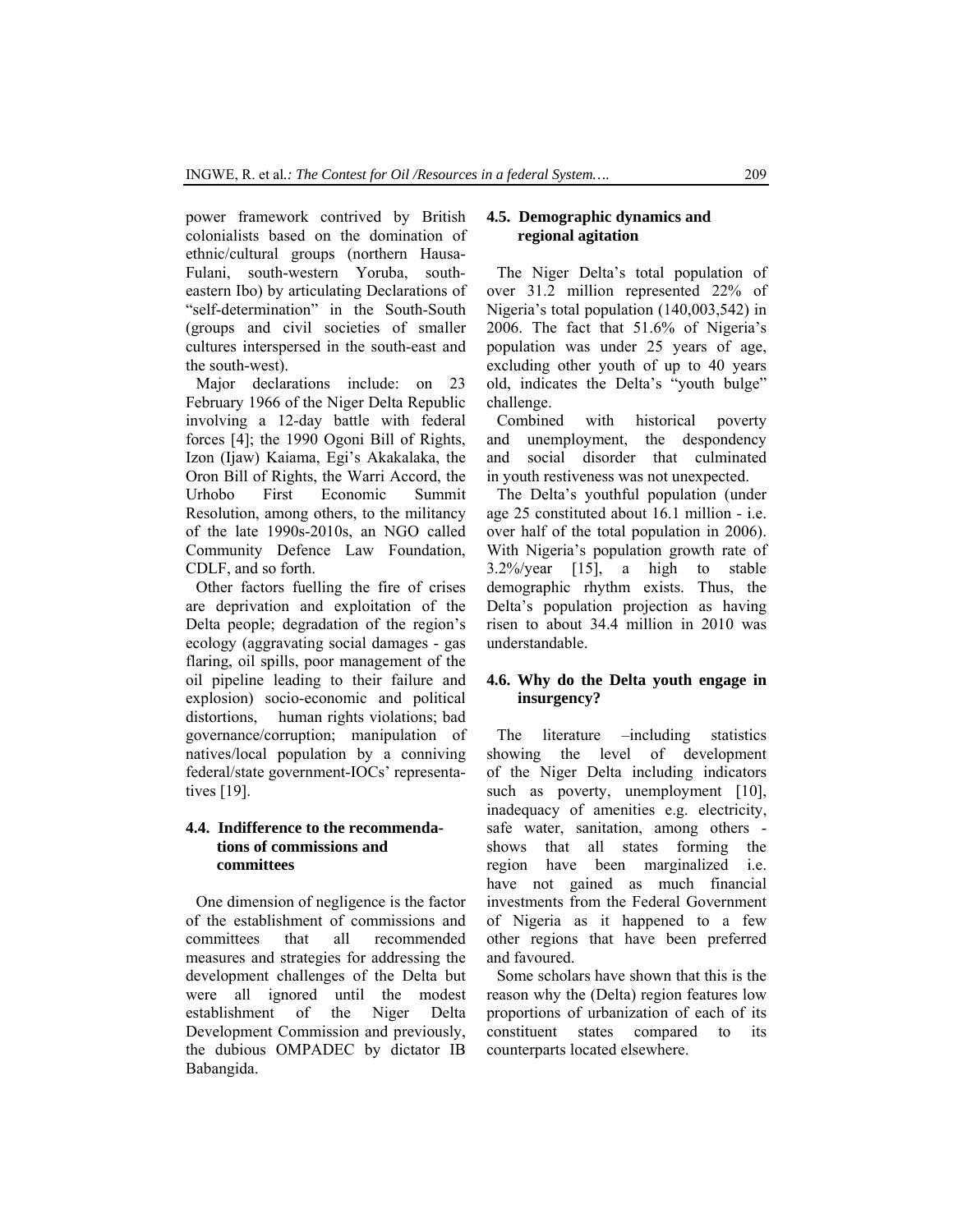power framework contrived by British colonialists based on the domination of ethnic/cultural groups (northern Hausa-Fulani, south-western Yoruba, south-eastern Ibo) by articulating Declarations of "self-determination" in the South-South (groups and civil societies of smaller cultures interspersed in the south-east and the south-west).

Major declarations include: on 23 February 1966 of the Niger Delta Republic involving a 12-day battle with federal forces [4]; the 1990 Ogoni Bill of Rights, Izon (Ijaw) Kaiama, Egi's Akakalaka, the Oron Bill of Rights, the Warri Accord, the Urhobo First Economic Summit Resolution, among others, to the militancy of the late 1990s-2010s, an NGO called Community Defence Law Foundation, CDLF, and so forth.

Other factors fuelling the fire of crises are deprivation and exploitation of the Delta people; degradation of the region's ecology (aggravating social damages - gas flaring, oil spills, poor management of the oil pipeline leading to their failure and explosion) socio-economic and political distortions, human rights violations; bad governance/corruption; manipulation of natives/local population by a conniving federal/state government-IOCs' representatives [19].

### 4.4. Indifference to the recommendations of commissions and committees

One dimension of negligence is the factor of the establishment of commissions and committees that all recommended measures and strategies for addressing the development challenges of the Delta but were all ignored until the modest establishment of the Niger Delta Development Commission and previously, the dubious OMPADEC by dictator IB Babangida.

### 4.5. Demographic dynamics and regional agitation

The Niger Delta's total population of over 31.2 million represented 22% of Nigeria's total population (140,003,542) in 2006. The fact that 51.6% of Nigeria's population was under 25 years of age, excluding other youth of up to 40 years old, indicates the Delta's "youth bulge" challenge.

Combined with historical poverty and unemployment, the despondency and social disorder that culminated in youth restiveness was not unexpected.

The Delta's youthful population (under age 25 constituted about 16.1 million - i.e. over half of the total population in 2006). With Nigeria's population growth rate of 3.2%/year [15], a high to stable demographic rhythm exists. Thus, the Delta's population projection as having risen to about 34.4 million in 2010 was understandable.

### 4.6. Why do the Delta youth engage in insurgency?

The literature –including statistics showing the level of development of the Niger Delta including indicators such as poverty, unemployment [10], inadequacy of amenities e.g. electricity, safe water, sanitation, among others - shows that all states forming the region have been marginalized i.e. have not gained as much financial investments from the Federal Government of Nigeria as it happened to a few other regions that have been preferred and favoured.

Some scholars have shown that this is the reason why the (Delta) region features low proportions of urbanization of each of its constituent states compared to its counterparts located elsewhere.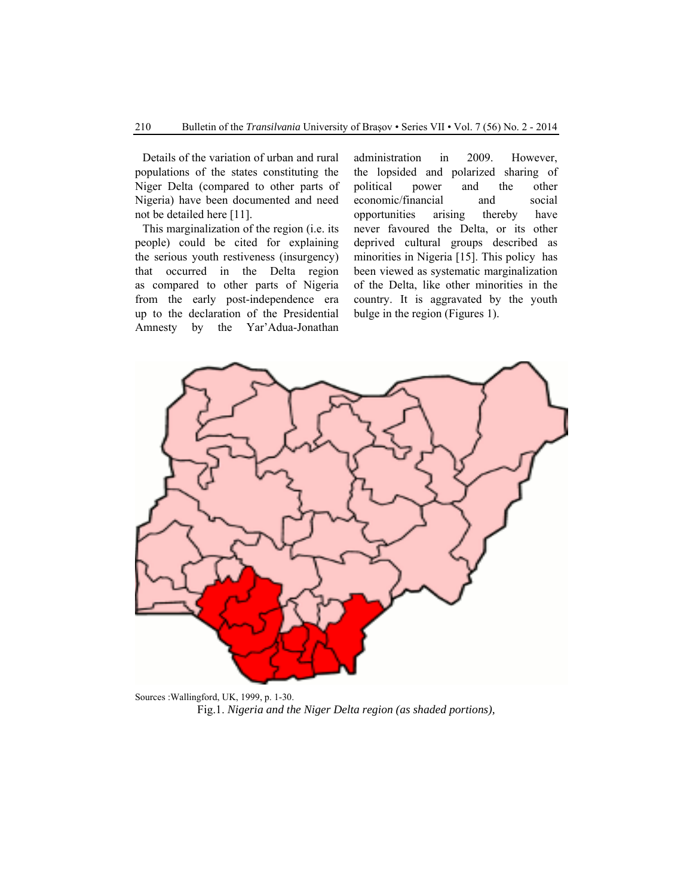Details of the variation of urban and rural populations of the states constituting the Niger Delta (compared to other parts of Nigeria) have been documented and need not be detailed here [11].

This marginalization of the region (i.e. its people) could be cited for explaining the serious youth restiveness (insurgency) that occurred in the Delta region as compared to other parts of Nigeria from the early post-independence era up to the declaration of the Presidential Amnesty by the Yar'Adua-Jonathan administration in 2009. However, the lopsided and polarized sharing of political power and the other economic/financial and social opportunities arising thereby have never favoured the Delta, or its other deprived cultural groups described as minorities in Nigeria [15]. This policy has been viewed as systematic marginalization of the Delta, like other minorities in the country. It is aggravated by the youth bulge in the region (Figures 1).

Sources :Wallingford, UK, 1999, p. 1-30.

Fig.1. *Nigeria and the Niger Delta region (as shaded portions),*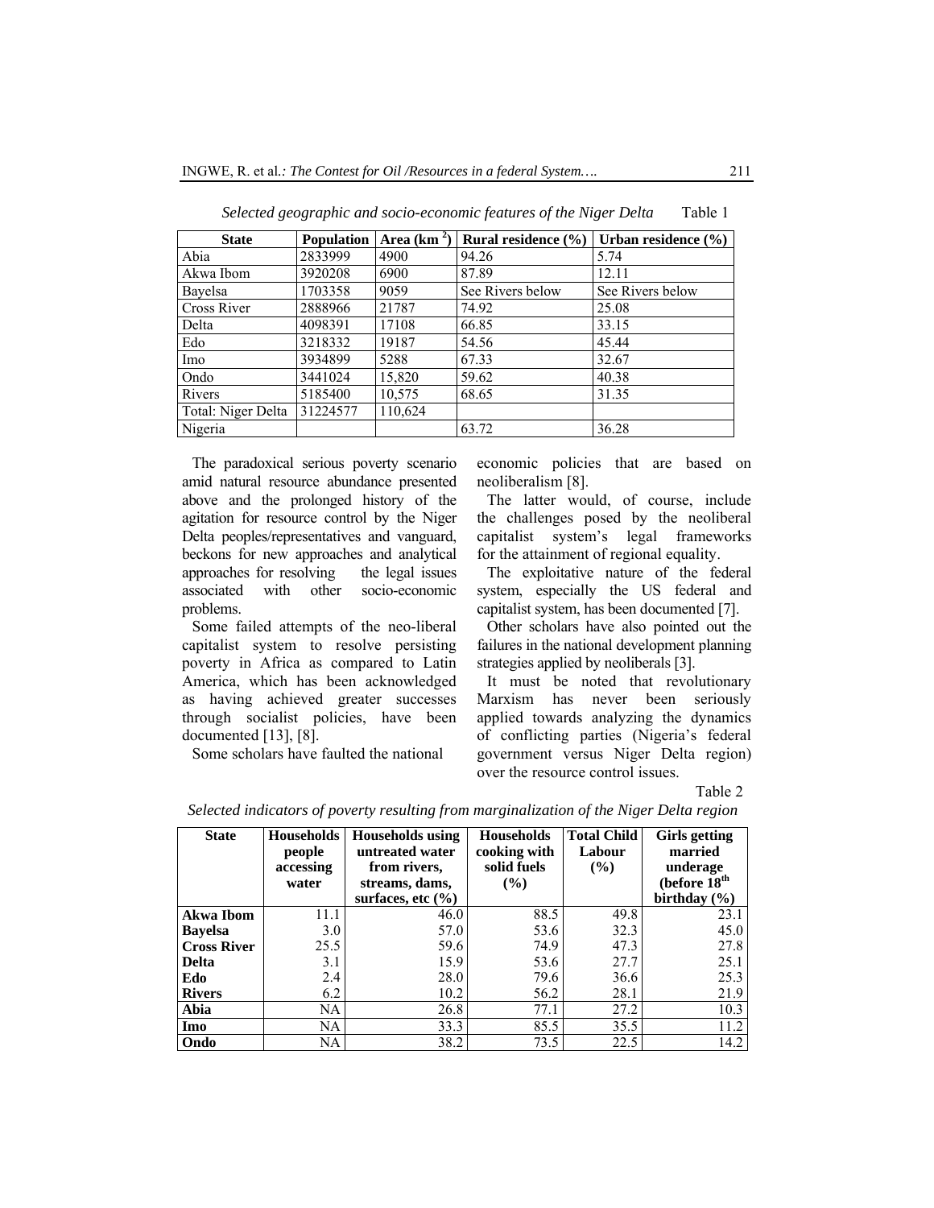*Selected geographic and socio-economic features of the Niger Delta* Table 1

| State | Population | Area (km $^2$) | Rural residence (%) | Urban residence (%) |
|---|---|---|---|---|
| Abia | 2833999 | 4900 | 94.26 | 5.74 |
| Akwa Ibom | 3920208 | 6900 | 87.89 | 12.11 |
| Bayelsa | 1703358 | 9059 | See Rivers below | See Rivers below |
| Cross River | 2888966 | 21787 | 74.92 | 25.08 |
| Delta | 4098391 | 17108 | 66.85 | 33.15 |
| Edo | 3218332 | 19187 | 54.56 | 45.44 |
| Imo | 3934899 | 5288 | 67.33 | 32.67 |
| Ondo | 3441024 | 15,820 | 59.62 | 40.38 |
| Rivers | 5185400 | 10,575 | 68.65 | 31.35 |
| Total: Niger Delta | 31224577 | 110,624 | | |
| Nigeria | | | 63.72 | 36.28 |

The paradoxical serious poverty scenario amid natural resource abundance presented above and the prolonged history of the agitation for resource control by the Niger Delta peoples/representatives and vanguard, beckons for new approaches and analytical approaches for resolving the legal issues associated with other socio-economic problems.

Some failed attempts of the neo-liberal capitalist system to resolve persisting poverty in Africa as compared to Latin America, which has been acknowledged as having achieved greater successes through socialist policies, have been documented [13], [8].

Some scholars have faulted the national economic policies that are based on neoliberalism [8].

The latter would, of course, include the challenges posed by the neoliberal capitalist system's legal frameworks for the attainment of regional equality.

The exploitative nature of the federal system, especially the US federal and capitalist system, has been documented [7].

Other scholars have also pointed out the failures in the national development planning strategies applied by neoliberals [3].

It must be noted that revolutionary Marxism has never been seriously applied towards analyzing the dynamics of conflicting parties (Nigeria's federal government versus Niger Delta region) over the resource control issues.

Table 2

*Selected indicators of poverty resulting from marginalization of the Niger Delta region*

| State | Households people accessing water | Households using untreated water from rivers, streams, dams, surfaces, etc (%) | Households cooking with solid fuels (%) | Total Child Labour (%) | Girls getting married underage (before 18$^{th}$ birthday (%) |
|---|---|---|---|---|---|
| **Akwa Ibom** | 11.1 | 46.0 | 88.5 | 49.8 | 23.1 |
| **Bayelsa** | 3.0 | 57.0 | 53.6 | 32.3 | 45.0 |
| **Cross River** | 25.5 | 59.6 | 74.9 | 47.3 | 27.8 |
| **Delta** | 3.1 | 15.9 | 53.6 | 27.7 | 25.1 |
| **Edo** | 2.4 | 28.0 | 79.6 | 36.6 | 25.3 |
| **Rivers** | 6.2 | 10.2 | 56.2 | 28.1 | 21.9 |
| **Abia** | NA | 26.8 | 77.1 | 27.2 | 10.3 |
| **Imo** | NA | 33.3 | 85.5 | 35.5 | 11.2 |
| **Ondo** | NA | 38.2 | 73.5 | 22.5 | 14.2 |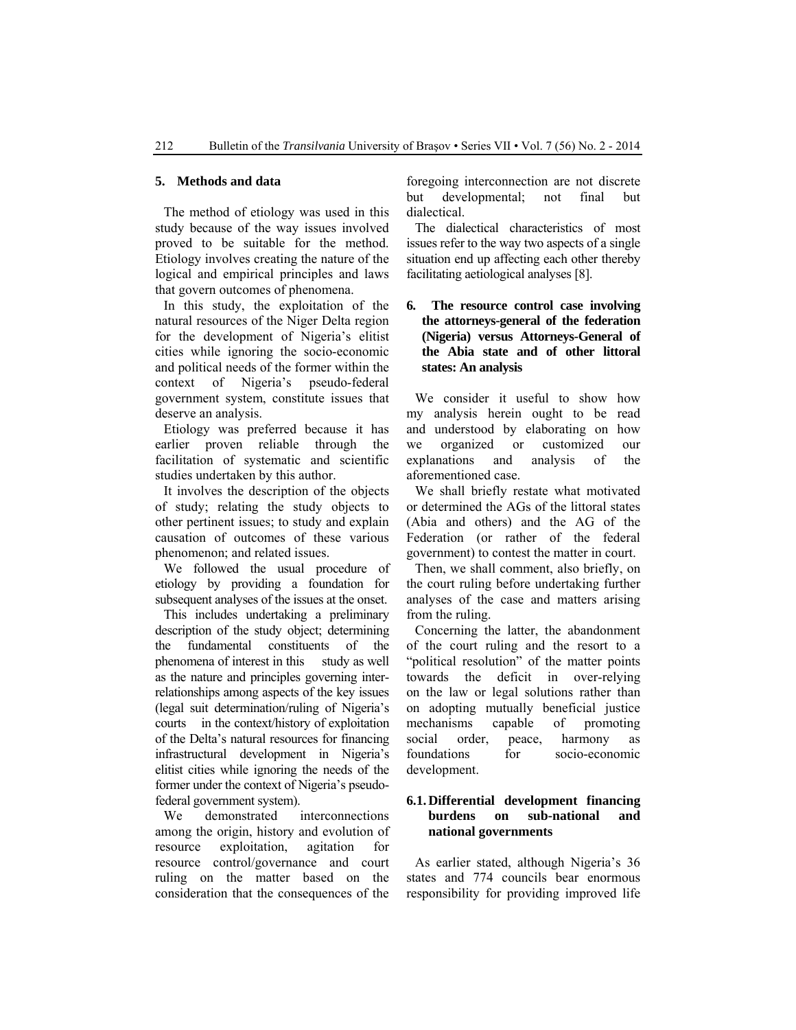## 5. Methods and data

The method of etiology was used in this study because of the way issues involved proved to be suitable for the method. Etiology involves creating the nature of the logical and empirical principles and laws that govern outcomes of phenomena.

In this study, the exploitation of the natural resources of the Niger Delta region for the development of Nigeria's elitist cities while ignoring the socio-economic and political needs of the former within the context of Nigeria's pseudo-federal government system, constitute issues that deserve an analysis.

Etiology was preferred because it has earlier proven reliable through the facilitation of systematic and scientific studies undertaken by this author.

It involves the description of the objects of study; relating the study objects to other pertinent issues; to study and explain causation of outcomes of these various phenomenon; and related issues.

We followed the usual procedure of etiology by providing a foundation for subsequent analyses of the issues at the onset.

This includes undertaking a preliminary description of the study object; determining the fundamental constituents of the phenomena of interest in this study as well as the nature and principles governing inter-relationships among aspects of the key issues (legal suit determination/ruling of Nigeria's courts in the context/history of exploitation of the Delta's natural resources for financing infrastructural development in Nigeria's elitist cities while ignoring the needs of the former under the context of Nigeria's pseudo-federal government system).

We demonstrated interconnections among the origin, history and evolution of resource exploitation, agitation for resource control/governance and court ruling on the matter based on the consideration that the consequences of the foregoing interconnection are not discrete but developmental; not final but dialectical.

The dialectical characteristics of most issues refer to the way two aspects of a single situation end up affecting each other thereby facilitating aetiological analyses [8].

## 6. The resource control case involving the attorneys-general of the federation (Nigeria) versus Attorneys-General of the Abia state and of other littoral states: An analysis

We consider it useful to show how my analysis herein ought to be read and understood by elaborating on how we organized or customized our explanations and analysis of the aforementioned case.

We shall briefly restate what motivated or determined the AGs of the littoral states (Abia and others) and the AG of the Federation (or rather of the federal government) to contest the matter in court.

Then, we shall comment, also briefly, on the court ruling before undertaking further analyses of the case and matters arising from the ruling.

Concerning the latter, the abandonment of the court ruling and the resort to a "political resolution" of the matter points towards the deficit in over-relying on the law or legal solutions rather than on adopting mutually beneficial justice mechanisms capable of promoting social order, peace, harmony as foundations for socio-economic development.

### 6.1. Differential development financing burdens on sub-national and national governments

As earlier stated, although Nigeria's 36 states and 774 councils bear enormous responsibility for providing improved life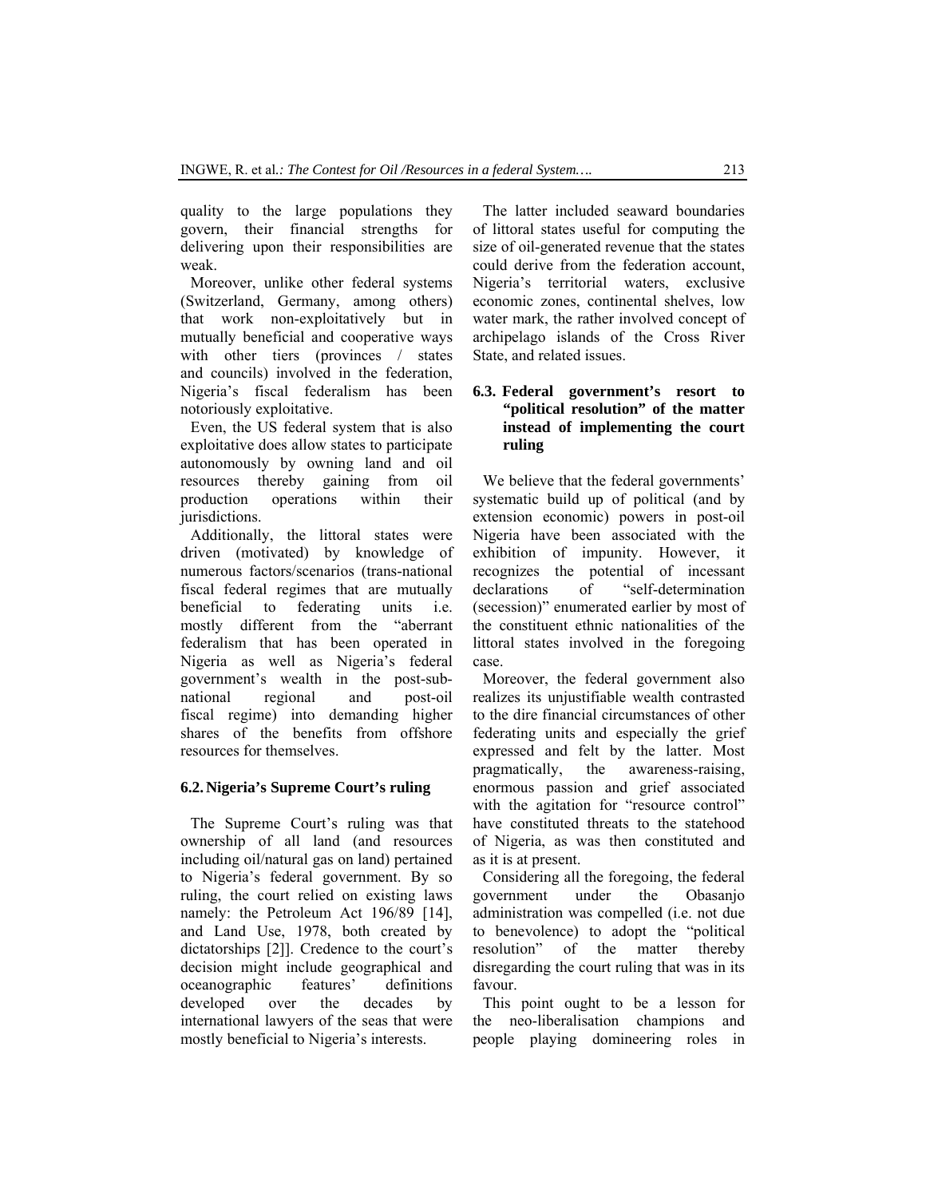quality to the large populations they govern, their financial strengths for delivering upon their responsibilities are weak.

Moreover, unlike other federal systems (Switzerland, Germany, among others) that work non-exploitatively but in mutually beneficial and cooperative ways with other tiers (provinces / states and councils) involved in the federation, Nigeria's fiscal federalism has been notoriously exploitative.

Even, the US federal system that is also exploitative does allow states to participate autonomously by owning land and oil resources thereby gaining from oil production operations within their jurisdictions.

Additionally, the littoral states were driven (motivated) by knowledge of numerous factors/scenarios (trans-national fiscal federal regimes that are mutually beneficial to federating units i.e. mostly different from the "aberrant federalism that has been operated in Nigeria as well as Nigeria's federal government's wealth in the post-sub-national regional and post-oil fiscal regime) into demanding higher shares of the benefits from offshore resources for themselves.

### 6.2. Nigeria's Supreme Court's ruling

The Supreme Court's ruling was that ownership of all land (and resources including oil/natural gas on land) pertained to Nigeria's federal government. By so ruling, the court relied on existing laws namely: the Petroleum Act 196/89 [14], and Land Use, 1978, both created by dictatorships [2]]. Credence to the court's decision might include geographical and oceanographic features' definitions developed over the decades by international lawyers of the seas that were mostly beneficial to Nigeria's interests.

The latter included seaward boundaries of littoral states useful for computing the size of oil-generated revenue that the states could derive from the federation account, Nigeria's territorial waters, exclusive economic zones, continental shelves, low water mark, the rather involved concept of archipelago islands of the Cross River State, and related issues.

### 6.3. Federal government's resort to "political resolution" of the matter instead of implementing the court ruling

We believe that the federal governments' systematic build up of political (and by extension economic) powers in post-oil Nigeria have been associated with the exhibition of impunity. However, it recognizes the potential of incessant declarations of "self-determination (secession)" enumerated earlier by most of the constituent ethnic nationalities of the littoral states involved in the foregoing case.

Moreover, the federal government also realizes its unjustifiable wealth contrasted to the dire financial circumstances of other federating units and especially the grief expressed and felt by the latter. Most pragmatically, the awareness-raising, enormous passion and grief associated with the agitation for "resource control" have constituted threats to the statehood of Nigeria, as was then constituted and as it is at present.

Considering all the foregoing, the federal government under the Obasanjo administration was compelled (i.e. not due to benevolence) to adopt the "political resolution" of the matter thereby disregarding the court ruling that was in its favour.

This point ought to be a lesson for the neo-liberalisation champions and people playing domineering roles in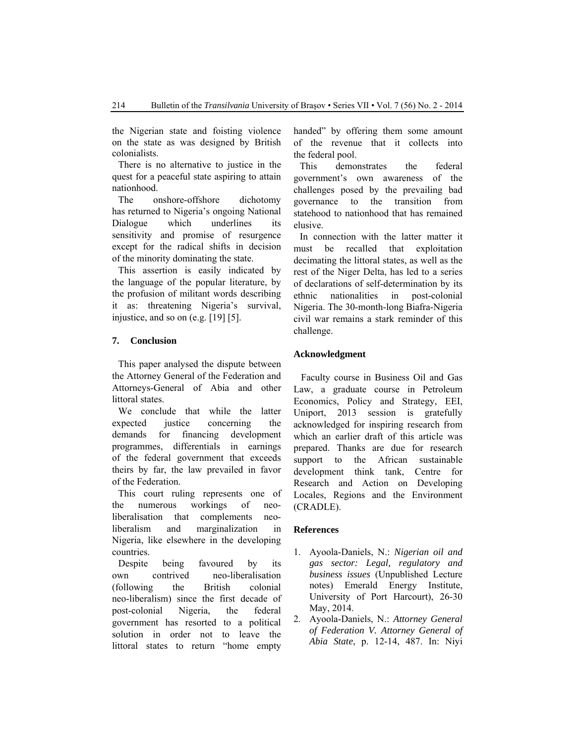the Nigerian state and foisting violence on the state as was designed by British colonialists.

There is no alternative to justice in the quest for a peaceful state aspiring to attain nationhood.

The onshore-offshore dichotomy has returned to Nigeria's ongoing National Dialogue which underlines its sensitivity and promise of resurgence except for the radical shifts in decision of the minority dominating the state.

This assertion is easily indicated by the language of the popular literature, by the profusion of militant words describing it as: threatening Nigeria's survival, injustice, and so on (e.g. [19] [5].

## 7. Conclusion

This paper analysed the dispute between the Attorney General of the Federation and Attorneys-General of Abia and other littoral states.

We conclude that while the latter expected justice concerning the demands for financing development programmes, differentials in earnings of the federal government that exceeds theirs by far, the law prevailed in favor of the Federation.

This court ruling represents one of the numerous workings of neo-liberalisation that complements neo-liberalism and marginalization in Nigeria, like elsewhere in the developing countries.

Despite being favoured by its own contrived neo-liberalisation (following the British colonial neo-liberalism) since the first decade of post-colonial Nigeria, the federal government has resorted to a political solution in order not to leave the littoral states to return "home empty handed" by offering them some amount of the revenue that it collects into the federal pool.

This demonstrates the federal government's own awareness of the challenges posed by the prevailing bad governance to the transition from statehood to nationhood that has remained elusive.

In connection with the latter matter it must be recalled that exploitation decimating the littoral states, as well as the rest of the Niger Delta, has led to a series of declarations of self-determination by its ethnic nationalities in post-colonial Nigeria. The 30-month-long Biafra-Nigeria civil war remains a stark reminder of this challenge.

## Acknowledgment

Faculty course in Business Oil and Gas Law, a graduate course in Petroleum Economics, Policy and Strategy, EEI, Uniport, 2013 session is gratefully acknowledged for inspiring research from which an earlier draft of this article was prepared. Thanks are due for research support to the African sustainable development think tank, Centre for Research and Action on Developing Locales, Regions and the Environment (CRADLE).

## References

1. Ayoola-Daniels, N.: *Nigerian oil and gas sector: Legal, regulatory and business issues* (Unpublished Lecture notes) Emerald Energy Institute, University of Port Harcourt), 26-30 May, 2014.
2. Ayoola-Daniels, N.: *Attorney General of Federation V. Attorney General of Abia State*, p. 12-14, 487. In: Niyi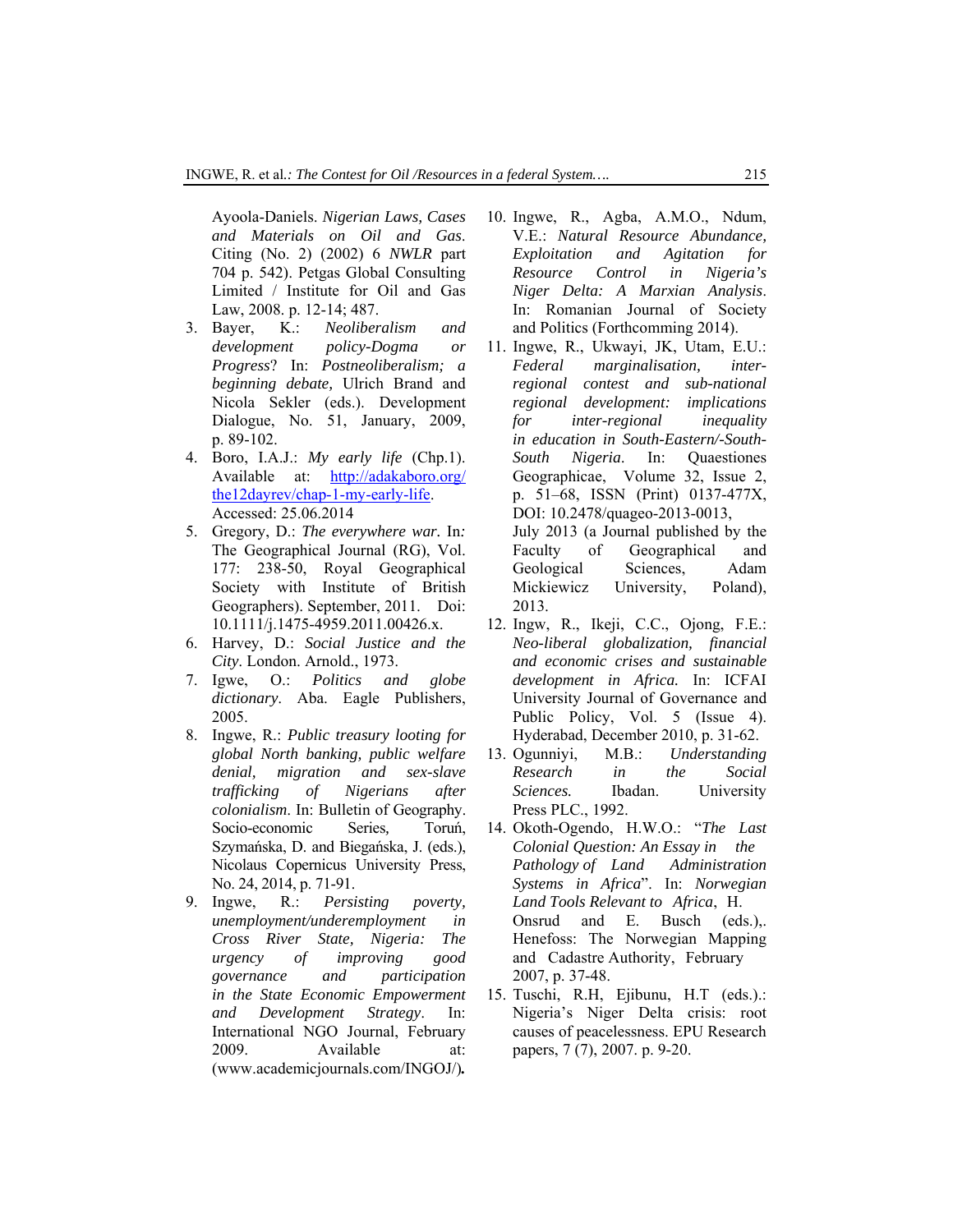Ayoola-Daniels. *Nigerian Laws, Cases and Materials on Oil and Gas*. Citing (No. 2) (2002) 6 *NWLR* part 704 p. 542). Petgas Global Consulting Limited / Institute for Oil and Gas Law, 2008. p. 12-14; 487.

3. Bayer, K.: *Neoliberalism and development policy-Dogma or Progress*? In: *Postneoliberalism; a beginning debate,* Ulrich Brand and Nicola Sekler (eds.). Development Dialogue, No. 51, January, 2009, p. 89-102.
4. Boro, I.A.J.: *My early life* (Chp.1). Available at: [http://adakaboro.org/the12dayrev/chap-1-my-early-life](http://adakaboro.org/the12dayrev/chap-1-my-early-life). Accessed: 25.06.2014
5. Gregory, D.: *The everywhere war.* In: The Geographical Journal (RG), Vol. 177: 238-50, Royal Geographical Society with Institute of British Geographers). September, 2011. Doi: 10.1111/j.1475-4959.2011.00426.x.
6. Harvey, D.: *Social Justice and the City*. London. Arnold., 1973.
7. Igwe, O.: *Politics and globe dictionary*. Aba. Eagle Publishers, 2005.
8. Ingwe, R.: *Public treasury looting for global North banking, public welfare denial, migration and sex-slave trafficking of Nigerians after colonialism*. In: Bulletin of Geography. Socio-economic Series, Toruń, Szymańska, D. and Biegańska, J. (eds.), Nicolaus Copernicus University Press, No. 24, 2014, p. 71-91.
9. Ingwe, R.: *Persisting poverty, unemployment/underemployment in Cross River State, Nigeria: The urgency of improving good governance and participation in the State Economic Empowerment and Development Strategy*. In: International NGO Journal, February 2009. Available at: (www.academicjournals.com/INGOJ/)**.**
10. Ingwe, R., Agba, A.M.O., Ndum, V.E.: *Natural Resource Abundance, Exploitation and Agitation for Resource Control in Nigeria's Niger Delta: A Marxian Analysis*. In: Romanian Journal of Society and Politics (Forthcomming 2014).
11. Ingwe, R., Ukwayi, JK, Utam, E.U.: *Federal marginalisation, inter-regional contest and sub-national regional development: implications for inter-regional inequality in education in South-Eastern/-South-South Nigeria*. In: Quaestiones Geographicae, Volume 32, Issue 2, p. 51–68, ISSN (Print) 0137-477X, DOI: 10.2478/quageo-2013-0013, July 2013 (a Journal published by the Faculty of Geographical and Geological Sciences, Adam Mickiewicz University, Poland), 2013.
12. Ingw, R., Ikeji, C.C., Ojong, F.E.: *Neo-liberal globalization, financial and economic crises and sustainable development in Africa.* In: ICFAI University Journal of Governance and Public Policy, Vol. 5 (Issue 4). Hyderabad, December 2010, p. 31-62.
13. Ogunniyi, M.B.: *Understanding Research in the Social Sciences.* Ibadan. University Press PLC., 1992.
14. Okoth-Ogendo, H.W.O.: "*The Last Colonial Question: An Essay in the Pathology of Land Administration Systems in Africa*". In: *Norwegian Land Tools Relevant to Africa*, H. Onsrud and E. Busch (eds.),. Henefoss: The Norwegian Mapping and Cadastre Authority, February 2007, p. 37-48.
15. Tuschi, R.H, Ejibunu, H.T (eds.).: Nigeria's Niger Delta crisis: root causes of peacelessness. EPU Research papers, 7 (7), 2007. p. 9-20.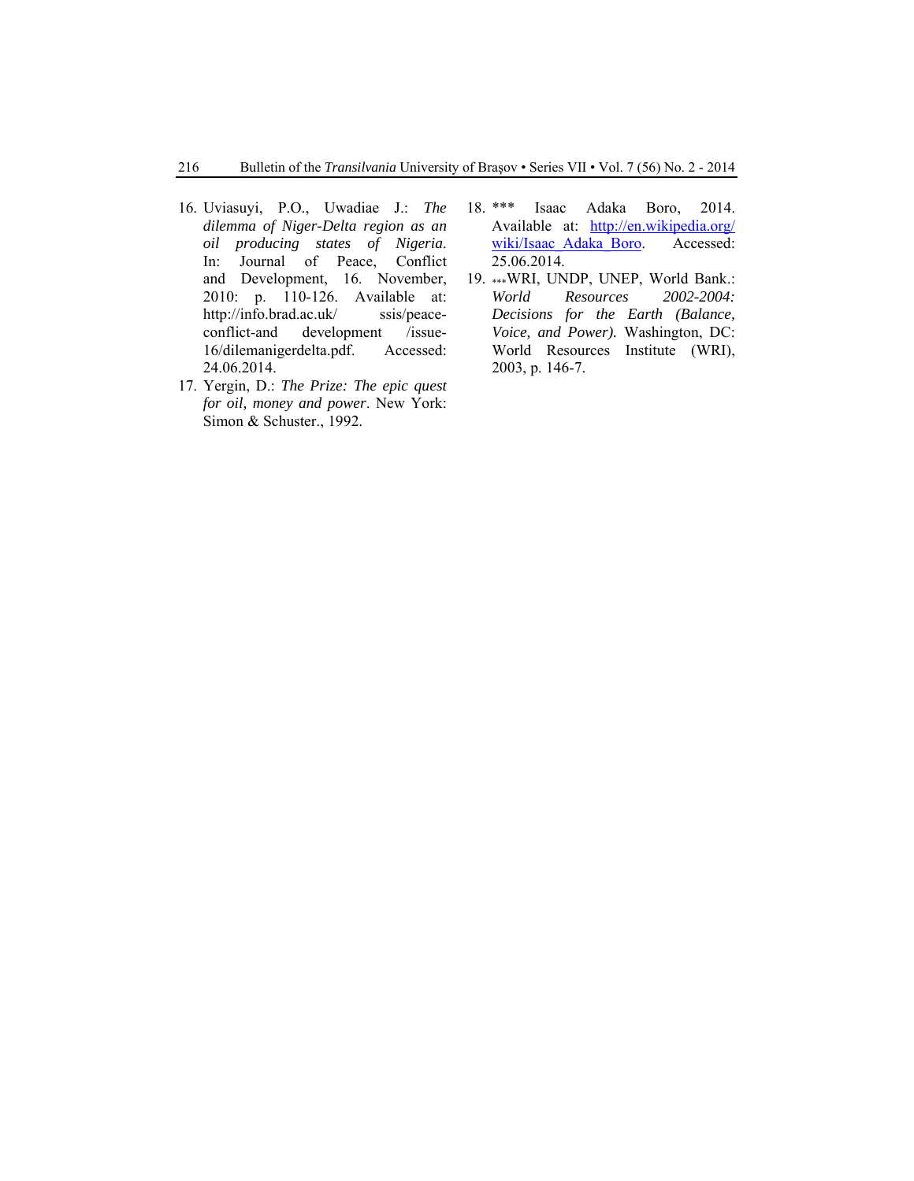16. Uviasuyi, P.O., Uwadiae J.: *The dilemma of Niger-Delta region as an oil producing states of Nigeria*. In: Journal of Peace, Conflict and Development, 16. November, 2010: p. 110-126. Available at: http://info.brad.ac.uk/ ssis/peace-conflict-and development /issue-16/dilemanigerdelta.pdf. Accessed: 24.06.2014.
17. Yergin, D.: *The Prize: The epic quest for oil, money and power*. New York: Simon & Schuster., 1992.
18. *** Isaac Adaka Boro, 2014. Available at: http://en.wikipedia.org/wiki/Isaac_Adaka_Boro. Accessed: 25.06.2014.
19. ***WRI, UNDP, UNEP, World Bank.: *World Resources 2002-2004: Decisions for the Earth (Balance, Voice, and Power).* Washington, DC: World Resources Institute (WRI), 2003, p. 146-7.